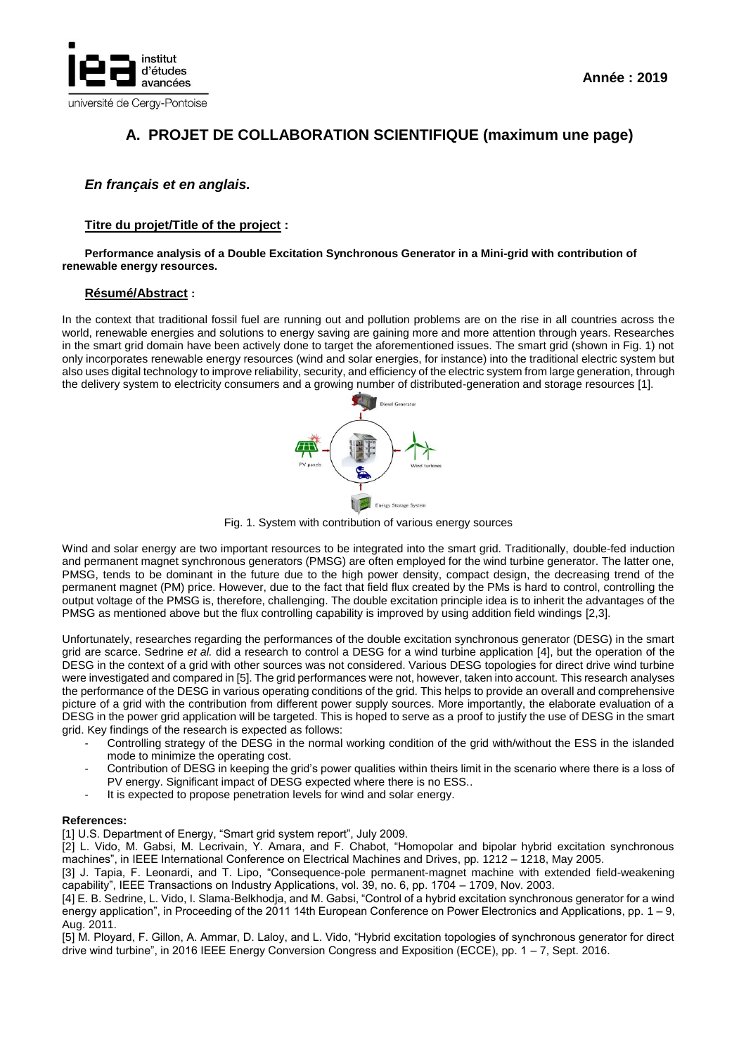**Année : 2019**

## A. PROJET DE COLLABORATION SCIENTIFIQUE (maximum une page)

***En français et en anglais.***

**Titre du projet/Title of the project :**

**Performance analysis of a Double Excitation Synchronous Generator in a Mini-grid with contribution of renewable energy resources.**

**Résumé/Abstract :**

In the context that traditional fossil fuel are running out and pollution problems are on the rise in all countries across the world, renewable energies and solutions to energy saving are gaining more and more attention through years. Researches in the smart grid domain have been actively done to target the aforementioned issues. The smart grid (shown in Fig. 1) not only incorporates renewable energy resources (wind and solar energies, for instance) into the traditional electric system but also uses digital technology to improve reliability, security, and efficiency of the electric system from large generation, through the delivery system to electricity consumers and a growing number of distributed-generation and storage resources [1].

Fig. 1. System with contribution of various energy sources

Wind and solar energy are two important resources to be integrated into the smart grid. Traditionally, double-fed induction and permanent magnet synchronous generators (PMSG) are often employed for the wind turbine generator. The latter one, PMSG, tends to be dominant in the future due to the high power density, compact design, the decreasing trend of the permanent magnet (PM) price. However, due to the fact that field flux created by the PMs is hard to control, controlling the output voltage of the PMSG is, therefore, challenging. The double excitation principle idea is to inherit the advantages of the PMSG as mentioned above but the flux controlling capability is improved by using addition field windings [2,3].

Unfortunately, researches regarding the performances of the double excitation synchronous generator (DESG) in the smart grid are scarce. Sedrine *et al.* did a research to control a DESG for a wind turbine application [4], but the operation of the DESG in the context of a grid with other sources was not considered. Various DESG topologies for direct drive wind turbine were investigated and compared in [5]. The grid performances were not, however, taken into account. This research analyses the performance of the DESG in various operating conditions of the grid. This helps to provide an overall and comprehensive picture of a grid with the contribution from different power supply sources. More importantly, the elaborate evaluation of a DESG in the power grid application will be targeted. This is hoped to serve as a proof to justify the use of DESG in the smart grid. Key findings of the research is expected as follows:

- Controlling strategy of the DESG in the normal working condition of the grid with/without the ESS in the islanded mode to minimize the operating cost.
- Contribution of DESG in keeping the grid's power qualities within theirs limit in the scenario where there is a loss of PV energy. Significant impact of DESG expected where there is no ESS..
- It is expected to propose penetration levels for wind and solar energy.

**References:**

[1] U.S. Department of Energy, "Smart grid system report", July 2009.

[2] L. Vido, M. Gabsi, M. Lecrivain, Y. Amara, and F. Chabot, "Homopolar and bipolar hybrid excitation synchronous machines", in IEEE International Conference on Electrical Machines and Drives, pp. 1212 – 1218, May 2005.

[3] J. Tapia, F. Leonardi, and T. Lipo, "Consequence-pole permanent-magnet machine with extended field-weakening capability", IEEE Transactions on Industry Applications, vol. 39, no. 6, pp. 1704 – 1709, Nov. 2003.

[4] E. B. Sedrine, L. Vido, I. Slama-Belkhodja, and M. Gabsi, "Control of a hybrid excitation synchronous generator for a wind energy application", in Proceeding of the 2011 14th European Conference on Power Electronics and Applications, pp. 1 – 9, Aug. 2011.

[5] M. Ployard, F. Gillon, A. Ammar, D. Laloy, and L. Vido, "Hybrid excitation topologies of synchronous generator for direct drive wind turbine", in 2016 IEEE Energy Conversion Congress and Exposition (ECCE), pp. 1 – 7, Sept. 2016.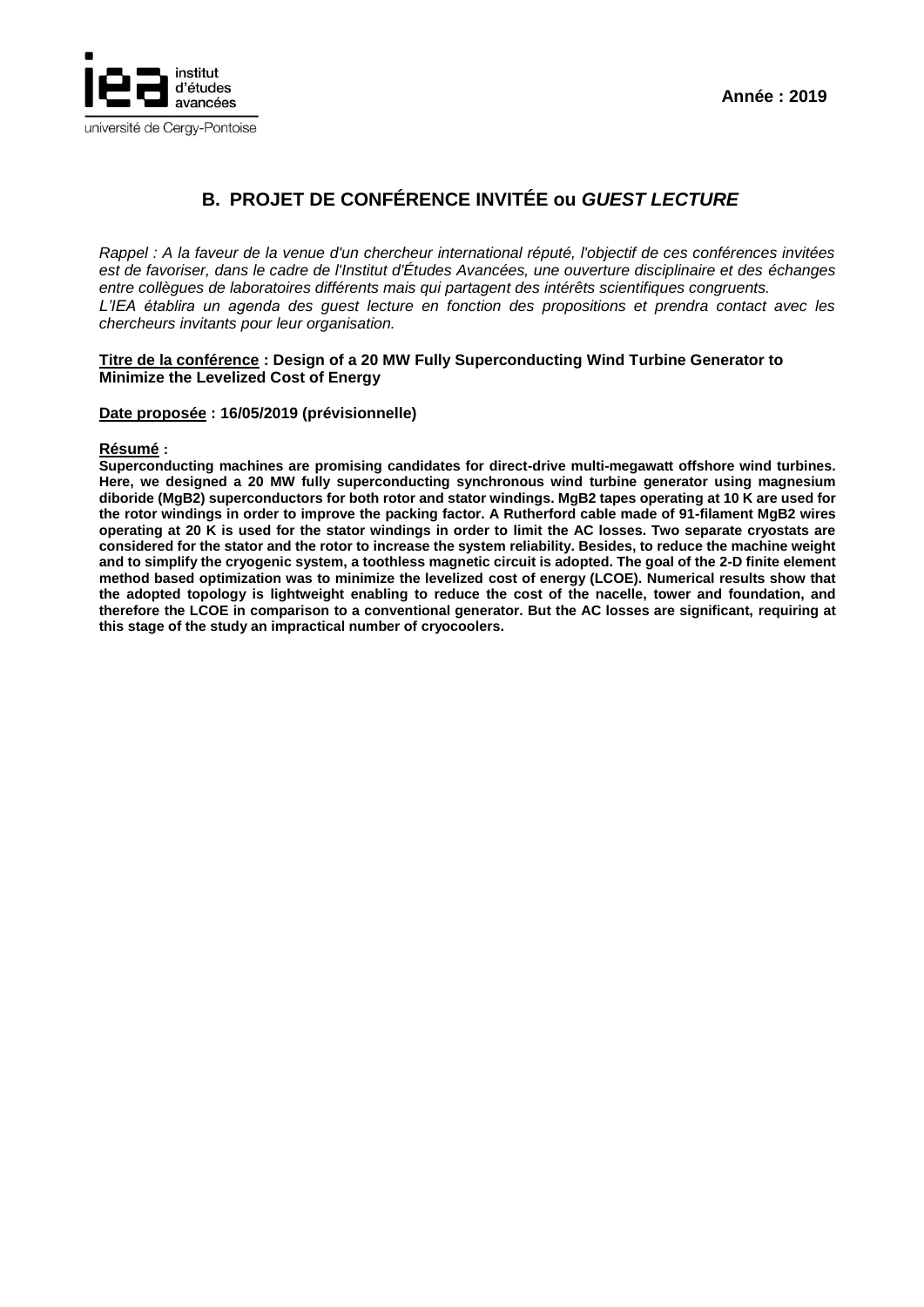institut d'études avancées

université de Cergy-Pontoise

**Année : 2019**

## B. PROJET DE CONFÉRENCE INVITÉE ou *GUEST LECTURE*

*Rappel : A la faveur de la venue d'un chercheur international réputé, l'objectif de ces conférences invitées est de favoriser, dans le cadre de l'Institut d'Études Avancées, une ouverture disciplinaire et des échanges entre collègues de laboratoires différents mais qui partagent des intérêts scientifiques congruents.*
*L'IEA établira un agenda des guest lecture en fonction des propositions et prendra contact avec les chercheurs invitants pour leur organisation.*

**Titre de la conférence : Design of a 20 MW Fully Superconducting Wind Turbine Generator to Minimize the Levelized Cost of Energy**

**Date proposée : 16/05/2019 (prévisionnelle)**

**Résumé :**

**Superconducting machines are promising candidates for direct-drive multi-megawatt offshore wind turbines. Here, we designed a 20 MW fully superconducting synchronous wind turbine generator using magnesium diboride ($MgB_2$) superconductors for both rotor and stator windings. $MgB_2$ tapes operating at 10 K are used for the rotor windings in order to improve the packing factor. A Rutherford cable made of 91-filament $MgB_2$ wires operating at 20 K is used for the stator windings in order to limit the AC losses. Two separate cryostats are considered for the stator and the rotor to increase the system reliability. Besides, to reduce the machine weight and to simplify the cryogenic system, a toothless magnetic circuit is adopted. The goal of the 2-D finite element method based optimization was to minimize the levelized cost of energy (LCOE). Numerical results show that the adopted topology is lightweight enabling to reduce the cost of the nacelle, tower and foundation, and therefore the LCOE in comparison to a conventional generator. But the AC losses are significant, requiring at this stage of the study an impractical number of cryocoolers.**